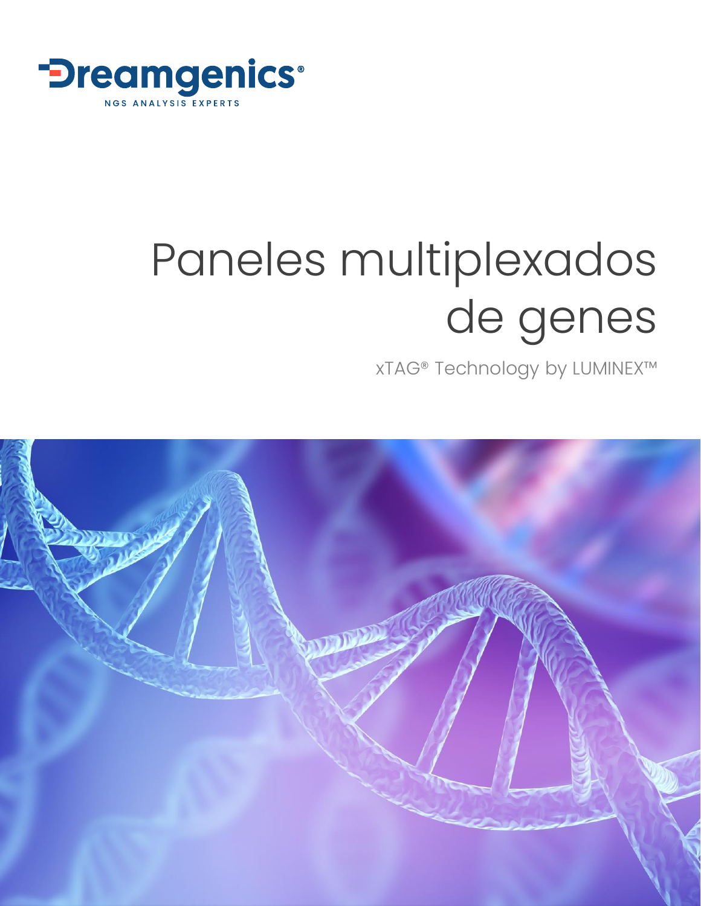Dreamgenics®

NGS ANALYSIS EXPERTS

# Paneles multiplexados de genes

xTAG® Technology by LUMINEX™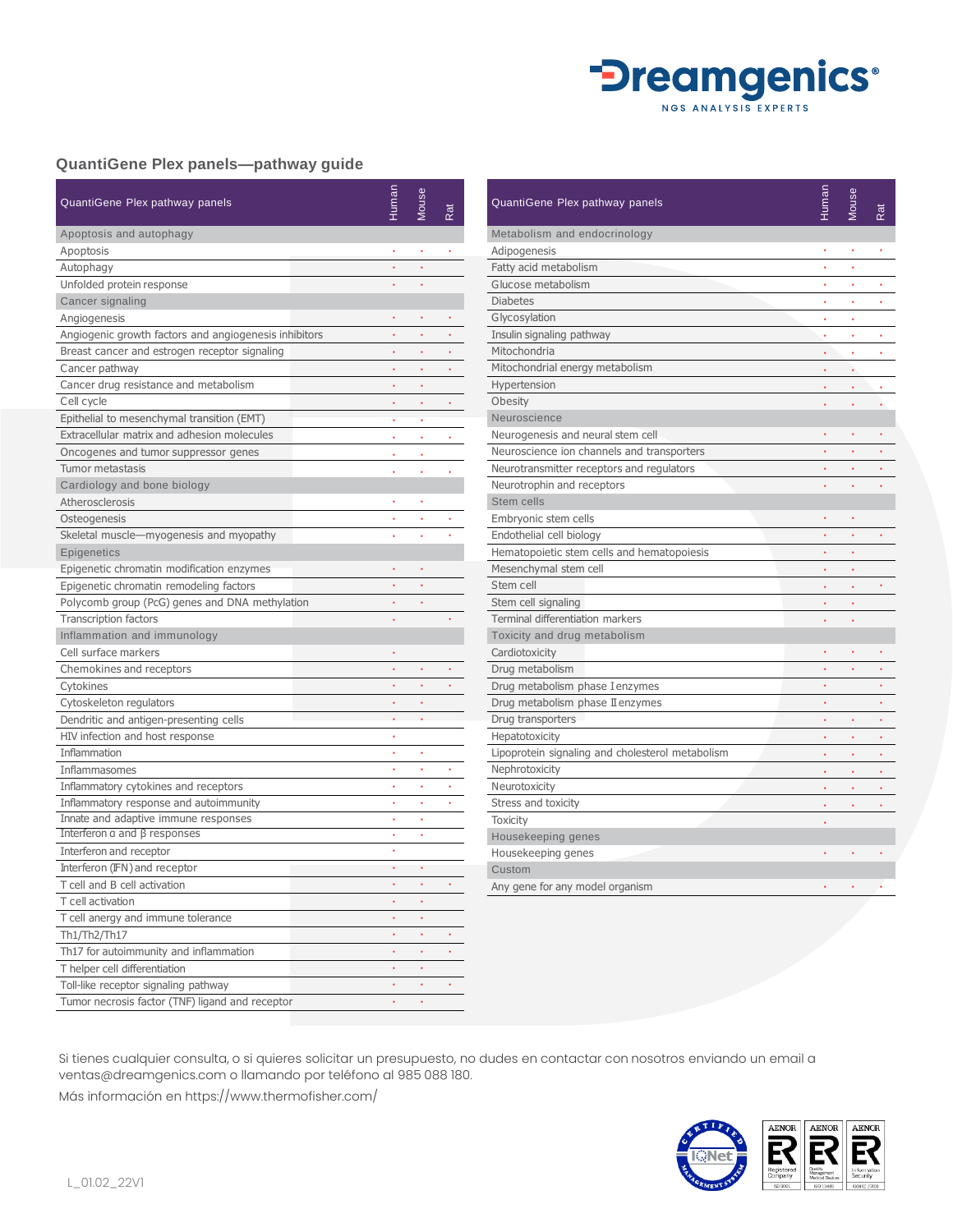# Dreamgenics

NGS ANALYSIS EXPERTS

## QuantiGene Plex panels—pathway guide

| QuantiGene Plex pathway panels | Human | Mouse | Rat |
|---|---|---|---|
| **Apoptosis and autophagy** | | | |
| Apoptosis | • | • | • |
| Autophagy | • | • | |
| Unfolded protein response | • | • | |
| **Cancer signaling** | | | |
| Angiogenesis | • | • | • |
| Angiogenic growth factors and angiogenesis inhibitors | • | • | • |
| Breast cancer and estrogen receptor signaling | • | • | • |
| Cancer pathway | • | • | • |
| Cancer drug resistance and metabolism | • | • | |
| Cell cycle | • | • | • |
| Epithelial to mesenchymal transition (EMT) | • | • | |
| Extracellular matrix and adhesion molecules | • | • | • |
| Oncogenes and tumor suppressor genes | • | • | |
| Tumor metastasis | • | • | • |
| **Cardiology and bone biology** | | | |
| Atherosclerosis | • | • | |
| Osteogenesis | • | • | • |
| Skeletal muscle—myogenesis and myopathy | • | • | • |
| **Epigenetics** | | | |
| Epigenetic chromatin modification enzymes | • | • | |
| Epigenetic chromatin remodeling factors | • | • | |
| Polycomb group (PcG) genes and DNA methylation | • | • | |
| Transcription factors | • | | • |
| **Inflammation and immunology** | | | |
| Cell surface markers | • | | |
| Chemokines and receptors | • | • | • |
| Cytokines | • | • | • |
| Cytoskeleton regulators | • | • | |
| Dendritic and antigen-presenting cells | • | • | |
| HIV infection and host response | • | | |
| Inflammation | • | • | |
| Inflammasomes | • | • | • |
| Inflammatory cytokines and receptors | • | • | • |
| Inflammatory response and autoimmunity | • | • | • |
| Innate and adaptive immune responses | • | • | |
| Interferon α and β responses | • | • | |
| Interferon and receptor | • | | |
| Interferon (IFN) and receptor | • | • | |
| T cell and B cell activation | • | • | • |
| T cell activation | • | • | |
| T cell anergy and immune tolerance | • | • | |
| Th1/Th2/Th17 | • | • | • |
| Th17 for autoimmunity and inflammation | • | • | • |
| T helper cell differentiation | • | • | |
| Toll-like receptor signaling pathway | • | • | • |
| Tumor necrosis factor (TNF) ligand and receptor | • | • | |

| QuantiGene Plex pathway panels | Human | Mouse | Rat |
|---|---|---|---|
| **Metabolism and endocrinology** | | | |
| Adipogenesis | • | • | • |
| Fatty acid metabolism | • | • | |
| Glucose metabolism | • | • | • |
| Diabetes | • | • | • |
| Glycosylation | • | • | |
| Insulin signaling pathway | • | • | • |
| Mitochondria | • | • | • |
| Mitochondrial energy metabolism | • | • | |
| Hypertension | • | • | • |
| Obesity | • | • | • |
| **Neuroscience** | | | |
| Neurogenesis and neural stem cell | • | • | • |
| Neuroscience ion channels and transporters | • | • | • |
| Neurotransmitter receptors and regulators | • | • | • |
| Neurotrophin and receptors | • | • | • |
| **Stem cells** | | | |
| Embryonic stem cells | • | • | |
| Endothelial cell biology | • | • | • |
| Hematopoietic stem cells and hematopoiesis | • | • | |
| Mesenchymal stem cell | • | • | |
| Stem cell | • | • | • |
| Stem cell signaling | • | • | |
| Terminal differentiation markers | • | • | |
| **Toxicity and drug metabolism** | | | |
| Cardiotoxicity | • | • | • |
| Drug metabolism | • | • | • |
| Drug metabolism phase I enzymes | • | | • |
| Drug metabolism phase II enzymes | • | | • |
| Drug transporters | • | • | • |
| Hepatotoxicity | • | • | • |
| Lipoprotein signaling and cholesterol metabolism | • | • | • |
| Nephrotoxicity | • | • | • |
| Neurotoxicity | • | • | • |
| Stress and toxicity | • | • | • |
| Toxicity | • | | |
| **Housekeeping genes** | | | |
| Housekeeping genes | • | • | • |
| **Custom** | | | |
| Any gene for any model organism | • | • | • |

Si tienes cualquier consulta, o si quieres solicitar un presupuesto, no dudes en contactar con nosotros enviando un email a ventas@dreamgenics.com o llamando por teléfono al 985 088 180.

Más información en https://www.thermofisher.com/

L_01.02_22V1